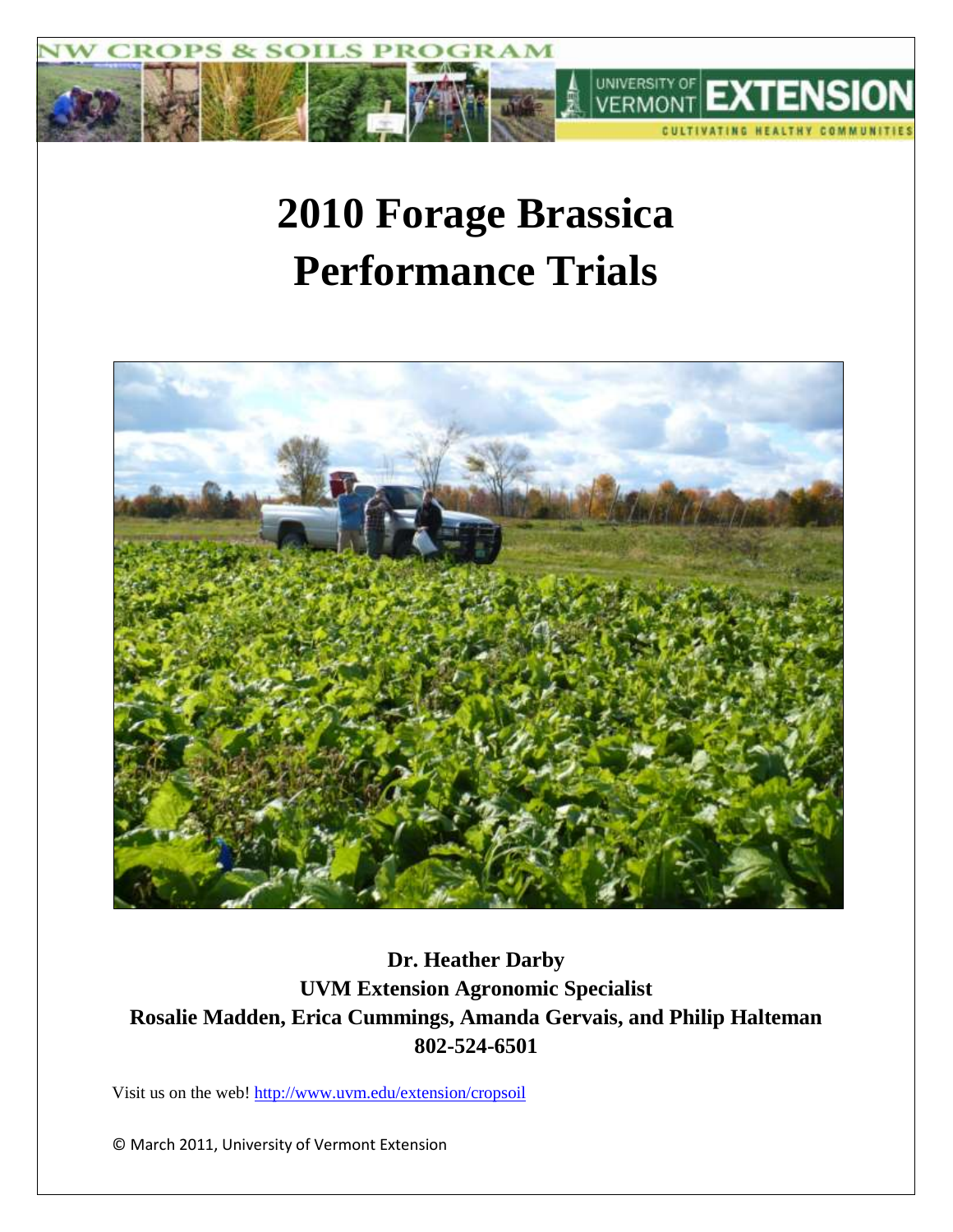# 2010 Forage Brassica Performance Trials

**Dr. Heather Darby**
**UVM Extension Agronomic Specialist**
**Rosalie Madden, Erica Cummings, Amanda Gervais, and Philip Halteman**
**802-524-6501**

Visit us on the web! http://www.uvm.edu/extension/cropsoil

© March 2011, University of Vermont Extension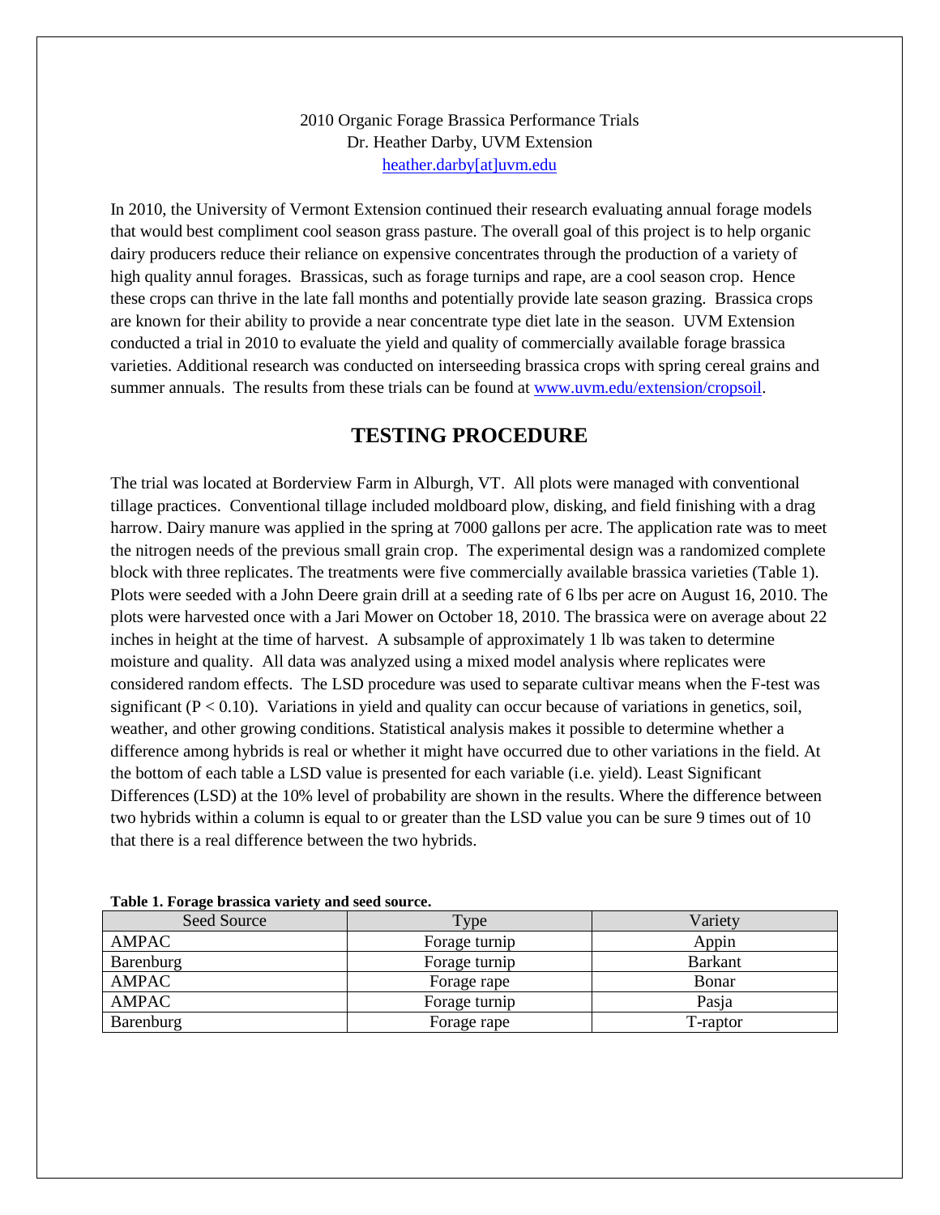2010 Organic Forage Brassica Performance Trials
Dr. Heather Darby, UVM Extension
heather.darby[at]uvm.edu

In 2010, the University of Vermont Extension continued their research evaluating annual forage models that would best compliment cool season grass pasture. The overall goal of this project is to help organic dairy producers reduce their reliance on expensive concentrates through the production of a variety of high quality annul forages. Brassicas, such as forage turnips and rape, are a cool season crop. Hence these crops can thrive in the late fall months and potentially provide late season grazing. Brassica crops are known for their ability to provide a near concentrate type diet late in the season. UVM Extension conducted a trial in 2010 to evaluate the yield and quality of commercially available forage brassica varieties. Additional research was conducted on interseeding brassica crops with spring cereal grains and summer annuals. The results from these trials can be found at www.uvm.edu/extension/cropsoil.

## TESTING PROCEDURE

The trial was located at Borderview Farm in Alburgh, VT. All plots were managed with conventional tillage practices. Conventional tillage included moldboard plow, disking, and field finishing with a drag harrow. Dairy manure was applied in the spring at 7000 gallons per acre. The application rate was to meet the nitrogen needs of the previous small grain crop. The experimental design was a randomized complete block with three replicates. The treatments were five commercially available brassica varieties (Table 1). Plots were seeded with a John Deere grain drill at a seeding rate of 6 lbs per acre on August 16, 2010. The plots were harvested once with a Jari Mower on October 18, 2010. The brassica were on average about 22 inches in height at the time of harvest. A subsample of approximately 1 lb was taken to determine moisture and quality. All data was analyzed using a mixed model analysis where replicates were considered random effects. The LSD procedure was used to separate cultivar means when the F-test was significant ($P < 0.10$). Variations in yield and quality can occur because of variations in genetics, soil, weather, and other growing conditions. Statistical analysis makes it possible to determine whether a difference among hybrids is real or whether it might have occurred due to other variations in the field. At the bottom of each table a LSD value is presented for each variable (i.e. yield). Least Significant Differences (LSD) at the 10% level of probability are shown in the results. Where the difference between two hybrids within a column is equal to or greater than the LSD value you can be sure 9 times out of 10 that there is a real difference between the two hybrids.

**Table 1. Forage brassica variety and seed source.**

| Seed Source | Type | Variety |
|---|---|---|
| AMPAC | Forage turnip | Appin |
| Barenburg | Forage turnip | Barkant |
| AMPAC | Forage rape | Bonar |
| AMPAC | Forage turnip | Pasja |
| Barenburg | Forage rape | T-raptor |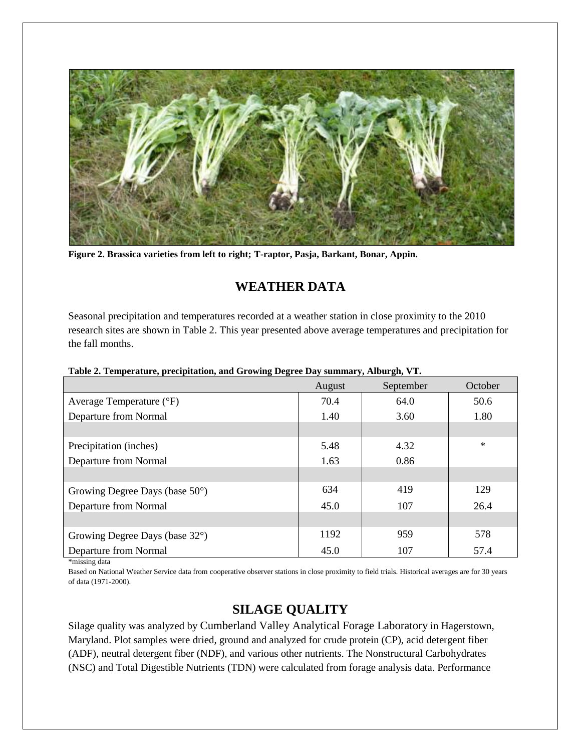**Figure 2. Brassica varieties from left to right; T-raptor, Pasja, Barkant, Bonar, Appin.**

## WEATHER DATA

Seasonal precipitation and temperatures recorded at a weather station in close proximity to the 2010 research sites are shown in Table 2. This year presented above average temperatures and precipitation for the fall months.

**Table 2. Temperature, precipitation, and Growing Degree Day summary, Alburgh, VT.**

| | August | September | October |
|---|---|---|---|
| Average Temperature (°F) | 70.4 | 64.0 | 50.6 |
| Departure from Normal | 1.40 | 3.60 | 1.80 |
| | | | |
| Precipitation (inches) | 5.48 | 4.32 | * |
| Departure from Normal | 1.63 | 0.86 | |
| | | | |
| Growing Degree Days (base 50°) | 634 | 419 | 129 |
| Departure from Normal | 45.0 | 107 | 26.4 |
| | | | |
| Growing Degree Days (base 32°) | 1192 | 959 | 578 |
| Departure from Normal | 45.0 | 107 | 57.4 |

*missing data

Based on National Weather Service data from cooperative observer stations in close proximity to field trials. Historical averages are for 30 years of data (1971-2000).

## SILAGE QUALITY

Silage quality was analyzed by Cumberland Valley Analytical Forage Laboratory in Hagerstown, Maryland. Plot samples were dried, ground and analyzed for crude protein (CP), acid detergent fiber (ADF), neutral detergent fiber (NDF), and various other nutrients. The Nonstructural Carbohydrates (NSC) and Total Digestible Nutrients (TDN) were calculated from forage analysis data. Performance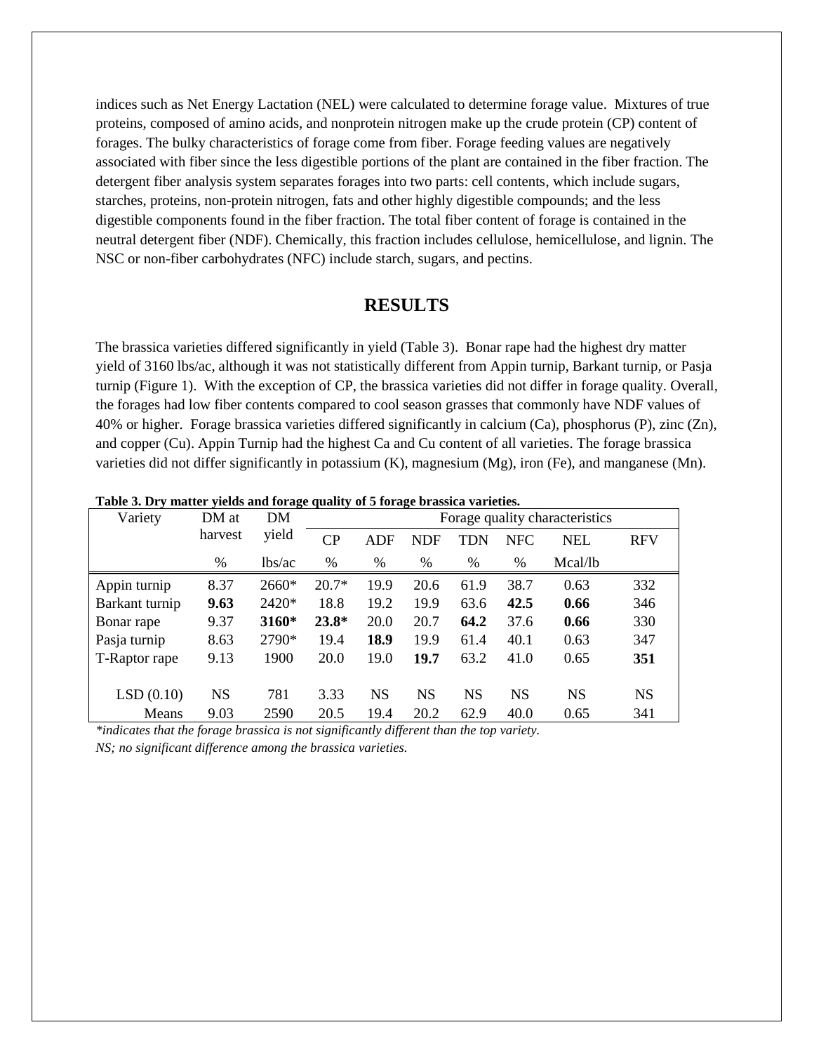indices such as Net Energy Lactation (NEL) were calculated to determine forage value. Mixtures of true proteins, composed of amino acids, and nonprotein nitrogen make up the crude protein (CP) content of forages. The bulky characteristics of forage come from fiber. Forage feeding values are negatively associated with fiber since the less digestible portions of the plant are contained in the fiber fraction. The detergent fiber analysis system separates forages into two parts: cell contents, which include sugars, starches, proteins, non-protein nitrogen, fats and other highly digestible compounds; and the less digestible components found in the fiber fraction. The total fiber content of forage is contained in the neutral detergent fiber (NDF). Chemically, this fraction includes cellulose, hemicellulose, and lignin. The NSC or non-fiber carbohydrates (NFC) include starch, sugars, and pectins.

## RESULTS

The brassica varieties differed significantly in yield (Table 3). Bonar rape had the highest dry matter yield of 3160 lbs/ac, although it was not statistically different from Appin turnip, Barkant turnip, or Pasja turnip (Figure 1). With the exception of CP, the brassica varieties did not differ in forage quality. Overall, the forages had low fiber contents compared to cool season grasses that commonly have NDF values of 40% or higher. Forage brassica varieties differed significantly in calcium (Ca), phosphorus (P), zinc (Zn), and copper (Cu). Appin Turnip had the highest Ca and Cu content of all varieties. The forage brassica varieties did not differ significantly in potassium (K), magnesium (Mg), iron (Fe), and manganese (Mn).

**Table 3. Dry matter yields and forage quality of 5 forage brassica varieties.**

| Variety | DM at harvest | DM yield | Forage quality characteristics | | | | | | |
|---|---|---|---|---|---|---|---|---|---|
| | | | CP | ADF | NDF | TDN | NFC | NEL | RFV |
| | % | lbs/ac | % | % | % | % | % | Mcal/lb | |
| Appin turnip | 8.37 | 2660* | 20.7* | 19.9 | 20.6 | 61.9 | 38.7 | 0.63 | 332 |
| Barkant turnip | **9.63** | 2420* | 18.8 | 19.2 | 19.9 | 63.6 | **42.5** | **0.66** | 346 |
| Bonar rape | 9.37 | **3160*** | **23.8*** | 20.0 | 20.7 | **64.2** | 37.6 | **0.66** | 330 |
| Pasja turnip | 8.63 | 2790* | 19.4 | **18.9** | 19.9 | 61.4 | 40.1 | 0.63 | 347 |
| T-Raptor rape | 9.13 | 1900 | 20.0 | 19.0 | **19.7** | 63.2 | 41.0 | 0.65 | **351** |
| LSD (0.10) | NS | 781 | 3.33 | NS | NS | NS | NS | NS | NS |
| Means | 9.03 | 2590 | 20.5 | 19.4 | 20.2 | 62.9 | 40.0 | 0.65 | 341 |

*\*indicates that the forage brassica is not significantly different than the top variety.*

*NS; no significant difference among the brassica varieties.*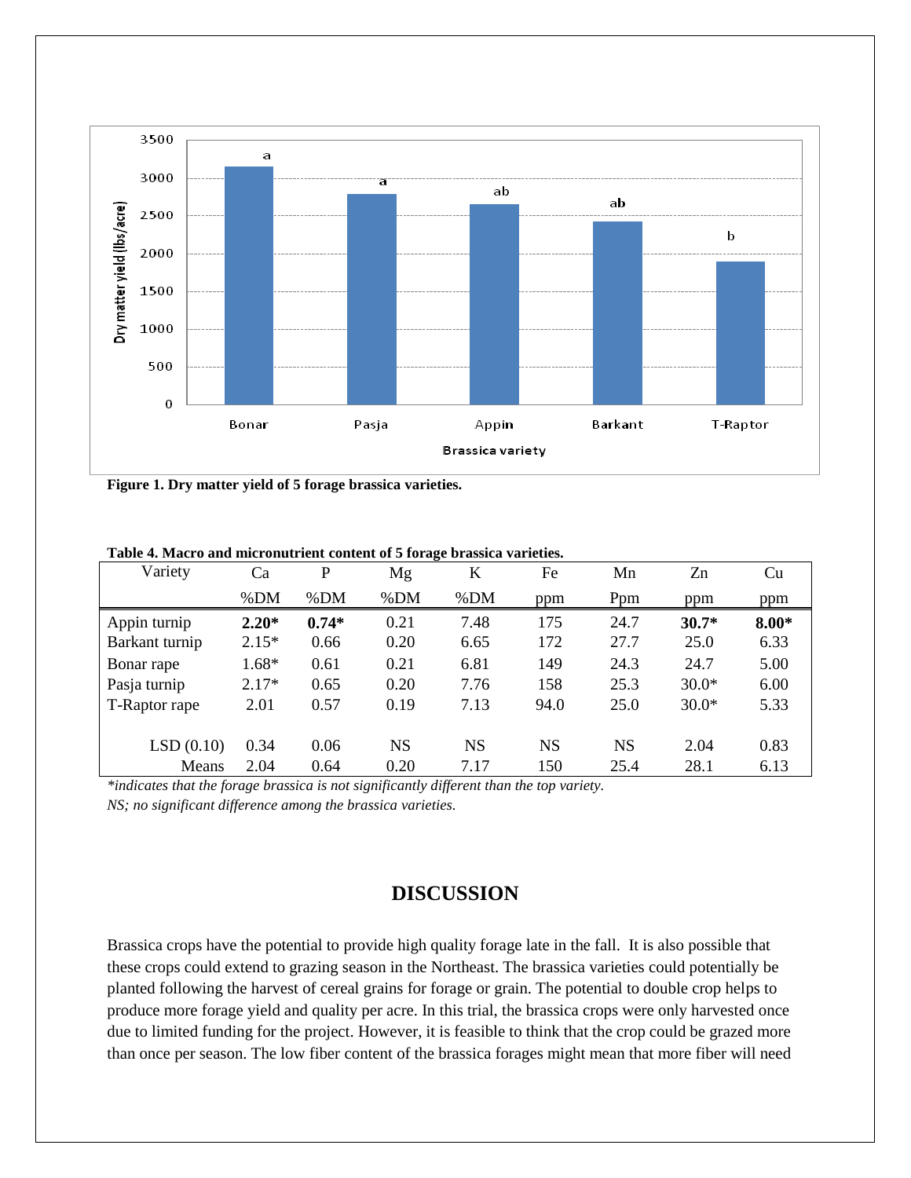**Figure 1. Dry matter yield of 5 forage brassica varieties.**

**Table 4. Macro and micronutrient content of 5 forage brassica varieties.**

| Variety | Ca | P | Mg | K | Fe | Mn | Zn | Cu |
|---|---|---|---|---|---|---|---|---|
| | %DM | %DM | %DM | %DM | ppm | Ppm | ppm | ppm |
| Appin turnip | **2.20*** | **0.74*** | 0.21 | 7.48 | 175 | 24.7 | **30.7*** | **8.00*** |
| Barkant turnip | 2.15* | 0.66 | 0.20 | 6.65 | 172 | 27.7 | 25.0 | 6.33 |
| Bonar rape | 1.68* | 0.61 | 0.21 | 6.81 | 149 | 24.3 | 24.7 | 5.00 |
| Pasja turnip | 2.17* | 0.65 | 0.20 | 7.76 | 158 | 25.3 | 30.0* | 6.00 |
| T-Raptor rape | 2.01 | 0.57 | 0.19 | 7.13 | 94.0 | 25.0 | 30.0* | 5.33 |
| LSD (0.10) | 0.34 | 0.06 | NS | NS | NS | NS | 2.04 | 0.83 |
| Means | 2.04 | 0.64 | 0.20 | 7.17 | 150 | 25.4 | 28.1 | 6.13 |

*\*indicates that the forage brassica is not significantly different than the top variety.*

*NS; no significant difference among the brassica varieties.*

## DISCUSSION

Brassica crops have the potential to provide high quality forage late in the fall. It is also possible that these crops could extend to grazing season in the Northeast. The brassica varieties could potentially be planted following the harvest of cereal grains for forage or grain. The potential to double crop helps to produce more forage yield and quality per acre. In this trial, the brassica crops were only harvested once due to limited funding for the project. However, it is feasible to think that the crop could be grazed more than once per season. The low fiber content of the brassica forages might mean that more fiber will need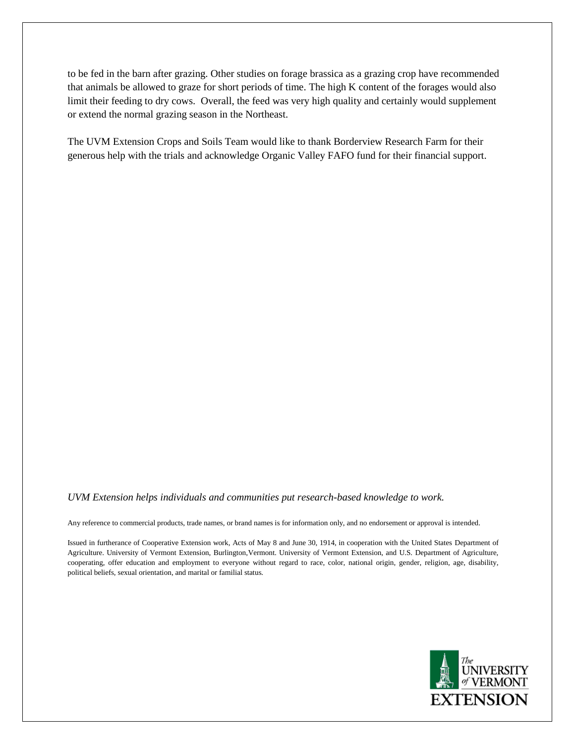to be fed in the barn after grazing. Other studies on forage brassica as a grazing crop have recommended that animals be allowed to graze for short periods of time. The high K content of the forages would also limit their feeding to dry cows. Overall, the feed was very high quality and certainly would supplement or extend the normal grazing season in the Northeast.

The UVM Extension Crops and Soils Team would like to thank Borderview Research Farm for their generous help with the trials and acknowledge Organic Valley FAFO fund for their financial support.

*UVM Extension helps individuals and communities put research-based knowledge to work.*

Any reference to commercial products, trade names, or brand names is for information only, and no endorsement or approval is intended.

Issued in furtherance of Cooperative Extension work, Acts of May 8 and June 30, 1914, in cooperation with the United States Department of Agriculture. University of Vermont Extension, Burlington,Vermont. University of Vermont Extension, and U.S. Department of Agriculture, cooperating, offer education and employment to everyone without regard to race, color, national origin, gender, religion, age, disability, political beliefs, sexual orientation, and marital or familial status.

The UNIVERSITY of VERMONT EXTENSION